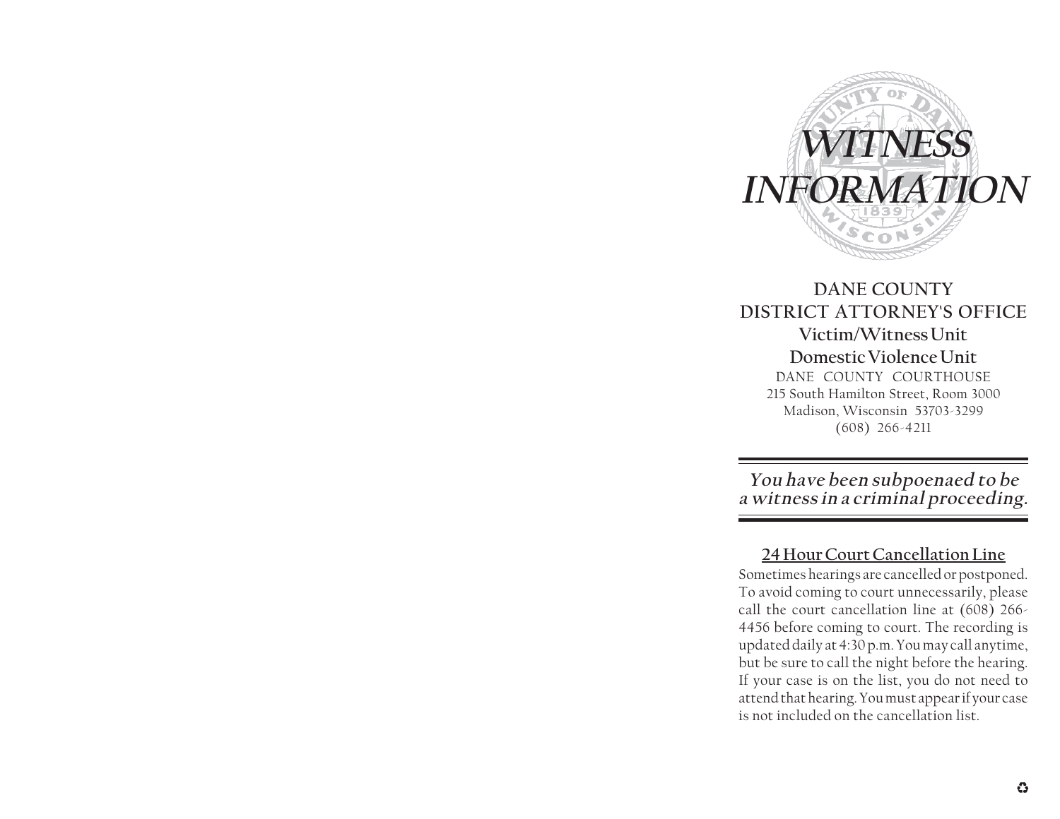# WITNESS INFORMATION

## DANE COUNTY DISTRICT ATTORNEY'S OFFICE

**Victim/Witness Unit**

**Domestic Violence Unit**

DANE COUNTY COURTHOUSE
215 South Hamilton Street, Room 3000
Madison, Wisconsin 53703-3299
(608) 266-4211

***You have been subpoenaed to be a witness in a criminal proceeding.***

### 24 Hour Court Cancellation Line

Sometimes hearings are cancelled or postponed. To avoid coming to court unnecessarily, please call the court cancellation line at (608) 266-4456 before coming to court. The recording is updated daily at 4:30 p.m. You may call anytime, but be sure to call the night before the hearing. If your case is on the list, you do not need to attend that hearing. You must appear if your case is not included on the cancellation list.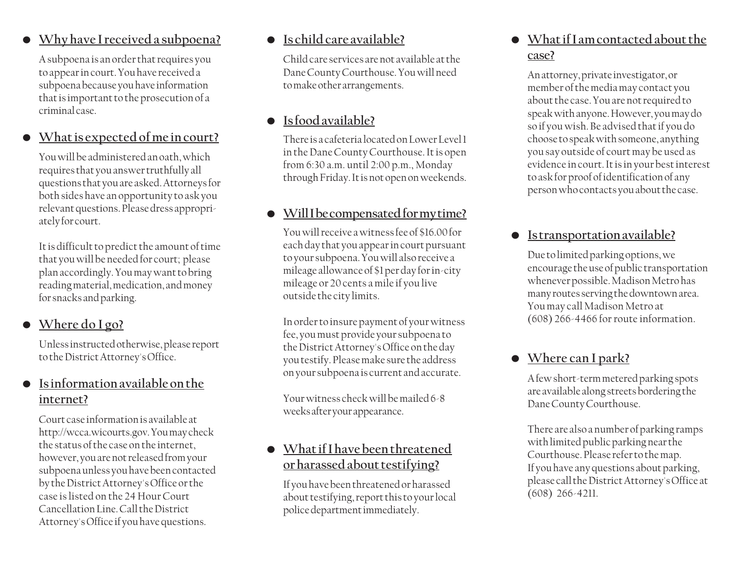## Why have I received a subpoena?

A subpoena is an order that requires you to appear in court. You have received a subpoena because you have information that is important to the prosecution of a criminal case.

## What is expected of me in court?

You will be administered an oath, which requires that you answer truthfully all questions that you are asked. Attorneys for both sides have an opportunity to ask you relevant questions. Please dress appropriately for court.

It is difficult to predict the amount of time that you will be needed for court; please plan accordingly. You may want to bring reading material, medication, and money for snacks and parking.

## Where do I go?

Unless instructed otherwise, please report to the District Attorney's Office.

## Is information available on the internet?

Court case information is available at http://wcca.wicourts.gov. You may check the status of the case on the internet, however, you are not released from your subpoena unless you have been contacted by the District Attorney's Office or the case is listed on the 24 Hour Court Cancellation Line. Call the District Attorney's Office if you have questions.

## Is child care available?

Child care services are not available at the Dane County Courthouse. You will need to make other arrangements.

## Is food available?

There is a cafeteria located on Lower Level 1 in the Dane County Courthouse. It is open from 6:30 a.m. until 2:00 p.m., Monday through Friday. It is not open on weekends.

## Will I be compensated for my time?

You will receive a witness fee of $16.00 for each day that you appear in court pursuant to your subpoena. You will also receive a mileage allowance of $1 per day for in-city mileage or 20 cents a mile if you live outside the city limits.

In order to insure payment of your witness fee, you must provide your subpoena to the District Attorney's Office on the day you testify. Please make sure the address on your subpoena is current and accurate.

Your witness check will be mailed 6-8 weeks after your appearance.

## What if I have been threatened or harassed about testifying?

If you have been threatened or harassed about testifying, report this to your local police department immediately.

## What if I am contacted about the case?

An attorney, private investigator, or member of the media may contact you about the case. You are not required to speak with anyone. However, you may do so if you wish. Be advised that if you do choose to speak with someone, anything you say outside of court may be used as evidence in court. It is in your best interest to ask for proof of identification of any person who contacts you about the case.

## Is transportation available?

Due to limited parking options, we encourage the use of public transportation whenever possible. Madison Metro has many routes serving the downtown area. You may call Madison Metro at (608) 266-4466 for route information.

## Where can I park?

A few short-term metered parking spots are available along streets bordering the Dane County Courthouse.

There are also a number of parking ramps with limited public parking near the Courthouse. Please refer to the map. If you have any questions about parking, please call the District Attorney's Office at (608) 266-4211.